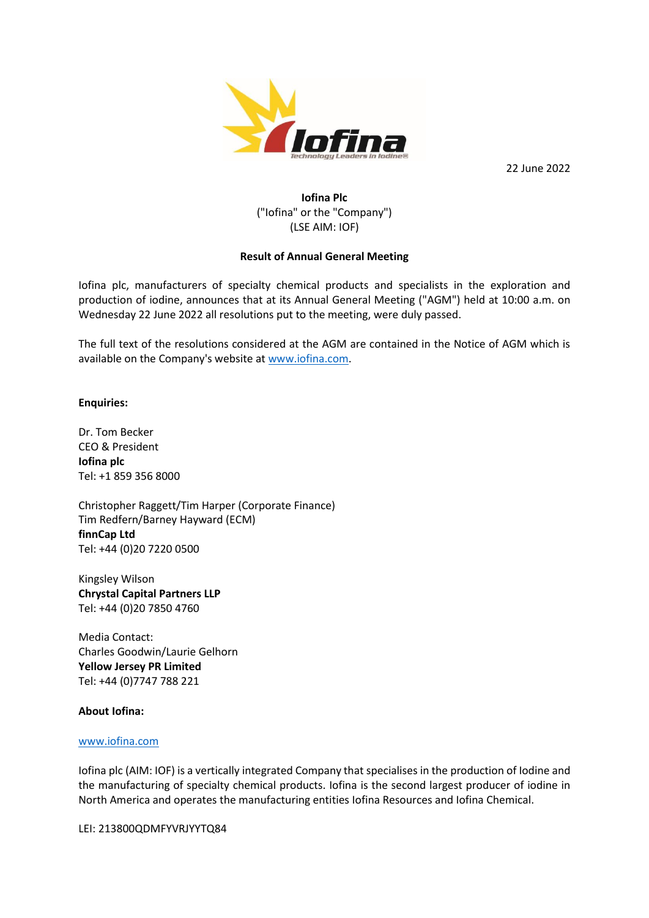22 June 2022

**Iofina Plc**
("Iofina" or the "Company")
(LSE AIM: IOF)

**Result of Annual General Meeting**

Iofina plc, manufacturers of specialty chemical products and specialists in the exploration and production of iodine, announces that at its Annual General Meeting ("AGM") held at 10:00 a.m. on Wednesday 22 June 2022 all resolutions put to the meeting, were duly passed.

The full text of the resolutions considered at the AGM are contained in the Notice of AGM which is available on the Company's website at www.iofina.com.

**Enquiries:**

Dr. Tom Becker
CEO & President
**Iofina plc**
Tel: +1 859 356 8000

Christopher Raggett/Tim Harper (Corporate Finance)
Tim Redfern/Barney Hayward (ECM)
**finnCap Ltd**
Tel: +44 (0)20 7220 0500

Kingsley Wilson
**Chrystal Capital Partners LLP**
Tel: +44 (0)20 7850 4760

Media Contact:
Charles Goodwin/Laurie Gelhorn
**Yellow Jersey PR Limited**
Tel: +44 (0)7747 788 221

**About Iofina:**

www.iofina.com

Iofina plc (AIM: IOF) is a vertically integrated Company that specialises in the production of Iodine and the manufacturing of specialty chemical products. Iofina is the second largest producer of iodine in North America and operates the manufacturing entities Iofina Resources and Iofina Chemical.

LEI: 213800QDMFYVRJYYTQ84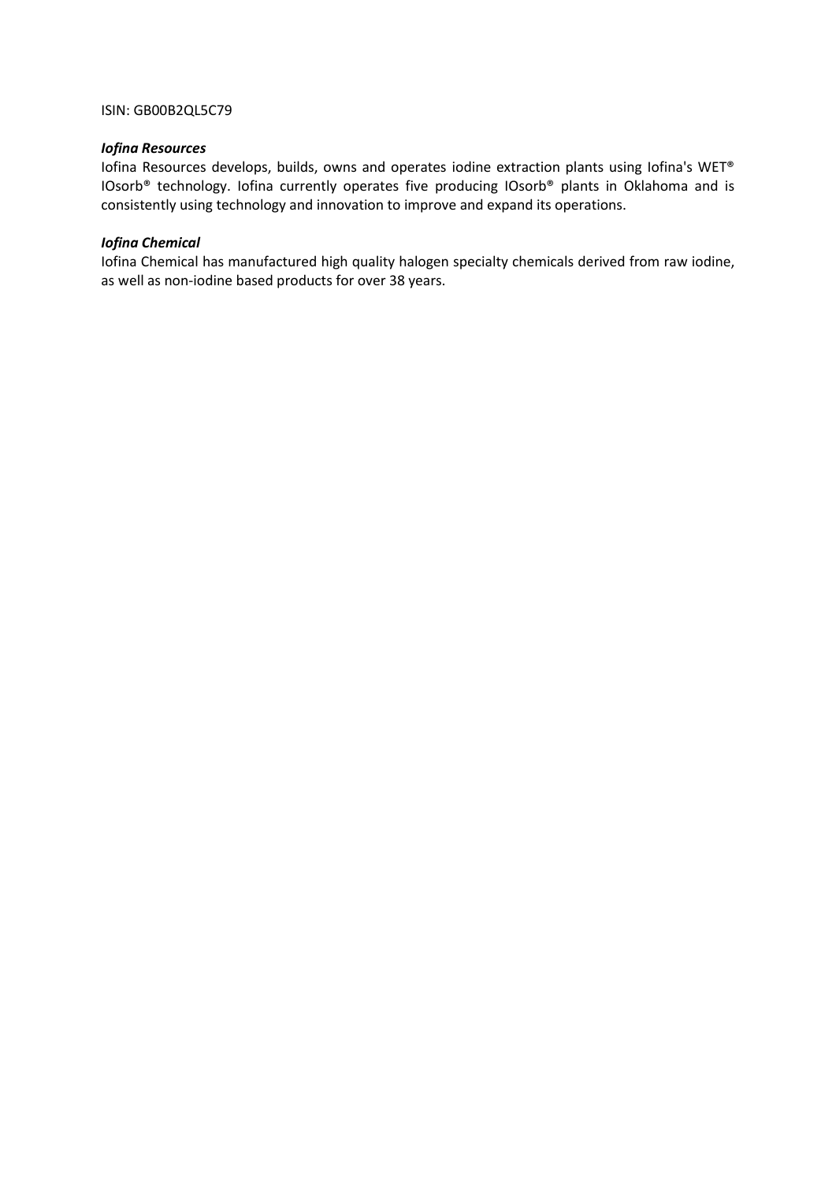ISIN: GB00B2QL5C79

***Iofina Resources***

Iofina Resources develops, builds, owns and operates iodine extraction plants using Iofina's WET® IOsorb® technology. Iofina currently operates five producing IOsorb® plants in Oklahoma and is consistently using technology and innovation to improve and expand its operations.

***Iofina Chemical***

Iofina Chemical has manufactured high quality halogen specialty chemicals derived from raw iodine, as well as non-iodine based products for over 38 years.